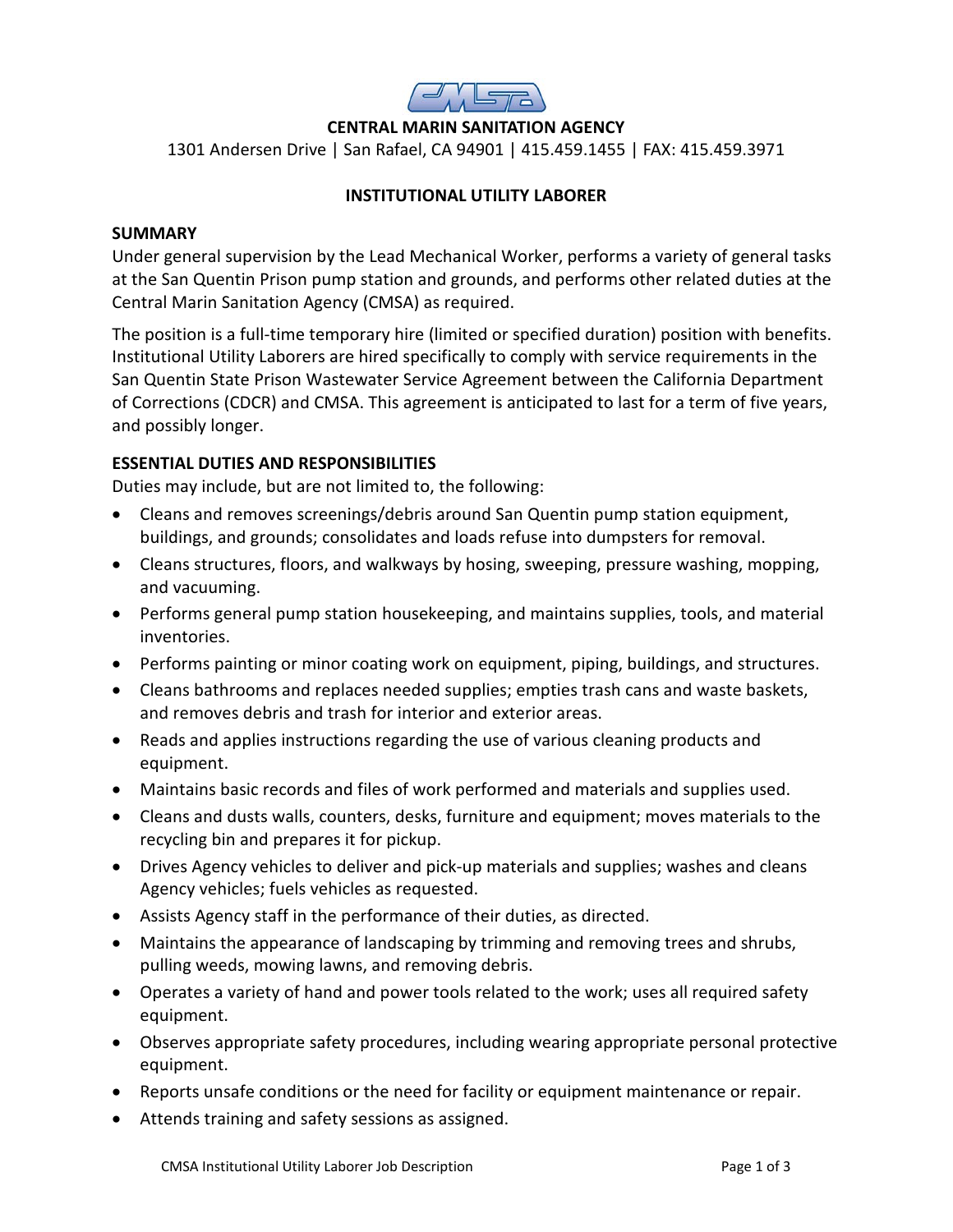**CENTRAL MARIN SANITATION AGENCY**

1301 Andersen Drive | San Rafael, CA 94901 | 415.459.1455 | FAX: 415.459.3971

# INSTITUTIONAL UTILITY LABORER

## SUMMARY

Under general supervision by the Lead Mechanical Worker, performs a variety of general tasks at the San Quentin Prison pump station and grounds, and performs other related duties at the Central Marin Sanitation Agency (CMSA) as required.

The position is a full-time temporary hire (limited or specified duration) position with benefits. Institutional Utility Laborers are hired specifically to comply with service requirements in the San Quentin State Prison Wastewater Service Agreement between the California Department of Corrections (CDCR) and CMSA. This agreement is anticipated to last for a term of five years, and possibly longer.

## ESSENTIAL DUTIES AND RESPONSIBILITIES

Duties may include, but are not limited to, the following:

- Cleans and removes screenings/debris around San Quentin pump station equipment, buildings, and grounds; consolidates and loads refuse into dumpsters for removal.
- Cleans structures, floors, and walkways by hosing, sweeping, pressure washing, mopping, and vacuuming.
- Performs general pump station housekeeping, and maintains supplies, tools, and material inventories.
- Performs painting or minor coating work on equipment, piping, buildings, and structures.
- Cleans bathrooms and replaces needed supplies; empties trash cans and waste baskets, and removes debris and trash for interior and exterior areas.
- Reads and applies instructions regarding the use of various cleaning products and equipment.
- Maintains basic records and files of work performed and materials and supplies used.
- Cleans and dusts walls, counters, desks, furniture and equipment; moves materials to the recycling bin and prepares it for pickup.
- Drives Agency vehicles to deliver and pick-up materials and supplies; washes and cleans Agency vehicles; fuels vehicles as requested.
- Assists Agency staff in the performance of their duties, as directed.
- Maintains the appearance of landscaping by trimming and removing trees and shrubs, pulling weeds, mowing lawns, and removing debris.
- Operates a variety of hand and power tools related to the work; uses all required safety equipment.
- Observes appropriate safety procedures, including wearing appropriate personal protective equipment.
- Reports unsafe conditions or the need for facility or equipment maintenance or repair.
- Attends training and safety sessions as assigned.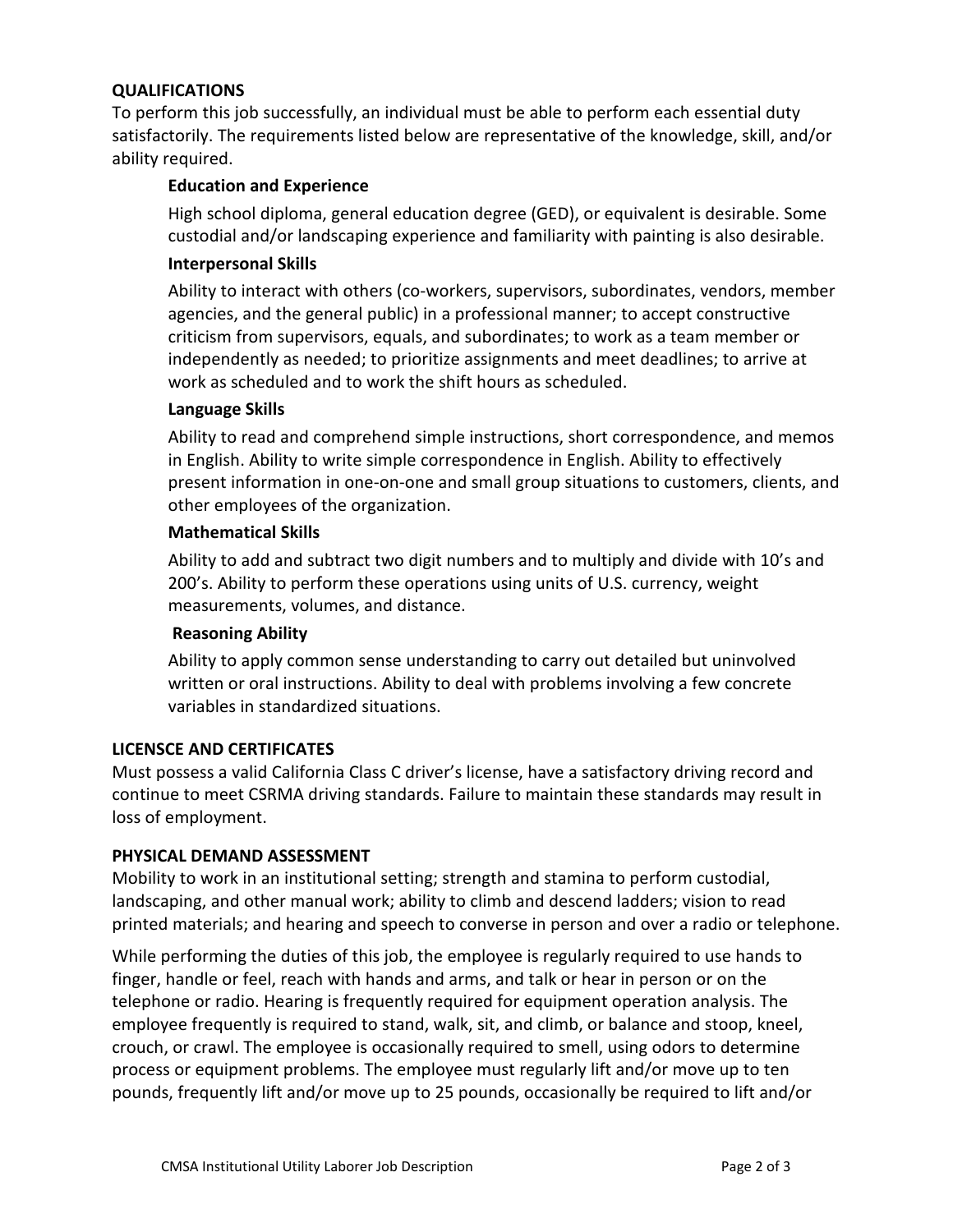## QUALIFICATIONS

To perform this job successfully, an individual must be able to perform each essential duty satisfactorily. The requirements listed below are representative of the knowledge, skill, and/or ability required.

### Education and Experience

High school diploma, general education degree (GED), or equivalent is desirable. Some custodial and/or landscaping experience and familiarity with painting is also desirable.

### Interpersonal Skills

Ability to interact with others (co-workers, supervisors, subordinates, vendors, member agencies, and the general public) in a professional manner; to accept constructive criticism from supervisors, equals, and subordinates; to work as a team member or independently as needed; to prioritize assignments and meet deadlines; to arrive at work as scheduled and to work the shift hours as scheduled.

### Language Skills

Ability to read and comprehend simple instructions, short correspondence, and memos in English. Ability to write simple correspondence in English. Ability to effectively present information in one-on-one and small group situations to customers, clients, and other employees of the organization.

### Mathematical Skills

Ability to add and subtract two digit numbers and to multiply and divide with 10's and 200's. Ability to perform these operations using units of U.S. currency, weight measurements, volumes, and distance.

### Reasoning Ability

Ability to apply common sense understanding to carry out detailed but uninvolved written or oral instructions. Ability to deal with problems involving a few concrete variables in standardized situations.

## LICENSCE AND CERTIFICATES

Must possess a valid California Class C driver's license, have a satisfactory driving record and continue to meet CSRMA driving standards. Failure to maintain these standards may result in loss of employment.

## PHYSICAL DEMAND ASSESSMENT

Mobility to work in an institutional setting; strength and stamina to perform custodial, landscaping, and other manual work; ability to climb and descend ladders; vision to read printed materials; and hearing and speech to converse in person and over a radio or telephone.

While performing the duties of this job, the employee is regularly required to use hands to finger, handle or feel, reach with hands and arms, and talk or hear in person or on the telephone or radio. Hearing is frequently required for equipment operation analysis. The employee frequently is required to stand, walk, sit, and climb, or balance and stoop, kneel, crouch, or crawl. The employee is occasionally required to smell, using odors to determine process or equipment problems. The employee must regularly lift and/or move up to ten pounds, frequently lift and/or move up to 25 pounds, occasionally be required to lift and/or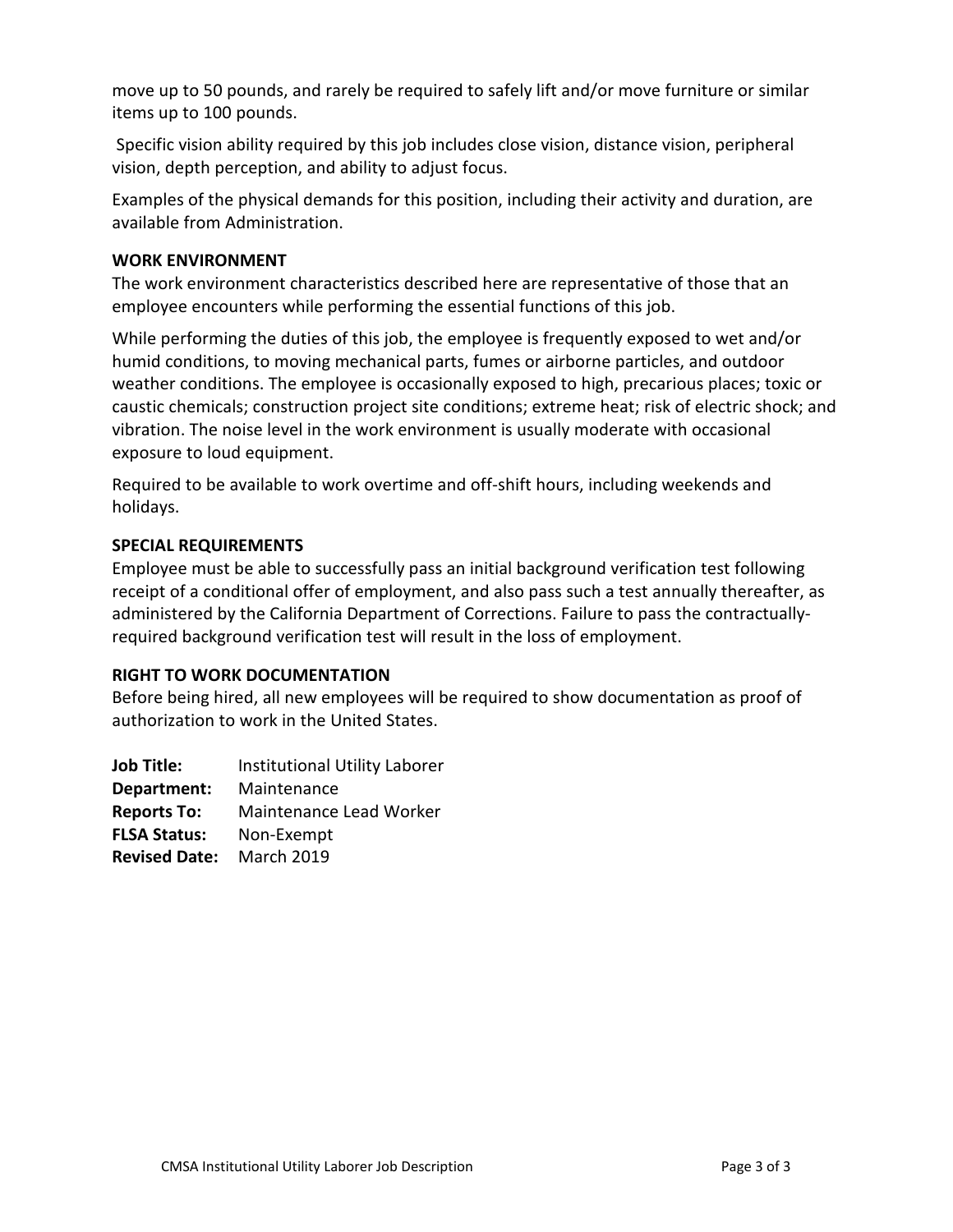move up to 50 pounds, and rarely be required to safely lift and/or move furniture or similar items up to 100 pounds.

Specific vision ability required by this job includes close vision, distance vision, peripheral vision, depth perception, and ability to adjust focus.

Examples of the physical demands for this position, including their activity and duration, are available from Administration.

**WORK ENVIRONMENT**

The work environment characteristics described here are representative of those that an employee encounters while performing the essential functions of this job.

While performing the duties of this job, the employee is frequently exposed to wet and/or humid conditions, to moving mechanical parts, fumes or airborne particles, and outdoor weather conditions. The employee is occasionally exposed to high, precarious places; toxic or caustic chemicals; construction project site conditions; extreme heat; risk of electric shock; and vibration. The noise level in the work environment is usually moderate with occasional exposure to loud equipment.

Required to be available to work overtime and off-shift hours, including weekends and holidays.

**SPECIAL REQUIREMENTS**

Employee must be able to successfully pass an initial background verification test following receipt of a conditional offer of employment, and also pass such a test annually thereafter, as administered by the California Department of Corrections. Failure to pass the contractually-required background verification test will result in the loss of employment.

**RIGHT TO WORK DOCUMENTATION**

Before being hired, all new employees will be required to show documentation as proof of authorization to work in the United States.

| | |
|---|---|
| **Job Title:** | Institutional Utility Laborer |
| **Department:** | Maintenance |
| **Reports To:** | Maintenance Lead Worker |
| **FLSA Status:** | Non-Exempt |
| **Revised Date:** | March 2019 |